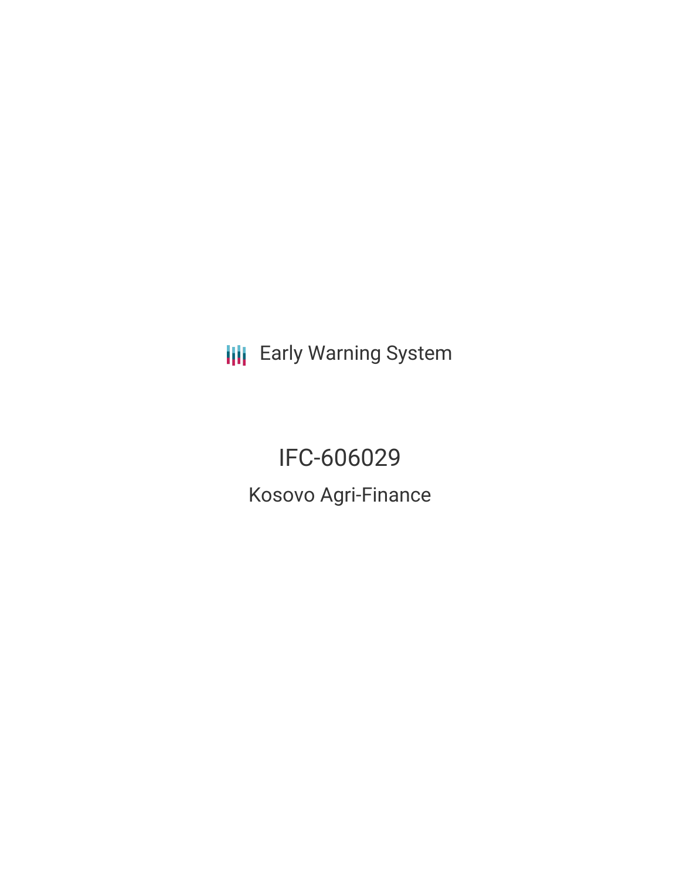Early Warning System

# IFC-606029

## Kosovo Agri-Finance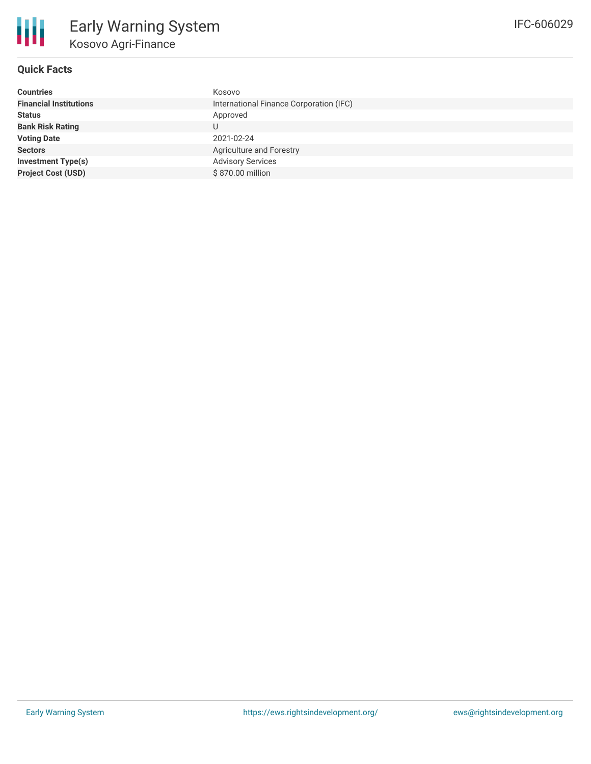# Early Warning System

## Kosovo Agri-Finance

IFC-606029

### Quick Facts

| | |
|---|---|
| **Countries** | Kosovo |
| **Financial Institutions** | International Finance Corporation (IFC) |
| **Status** | Approved |
| **Bank Risk Rating** | U |
| **Voting Date** | 2021-02-24 |
| **Sectors** | Agriculture and Forestry |
| **Investment Type(s)** | Advisory Services |
| **Project Cost (USD)** | $ 870.00 million |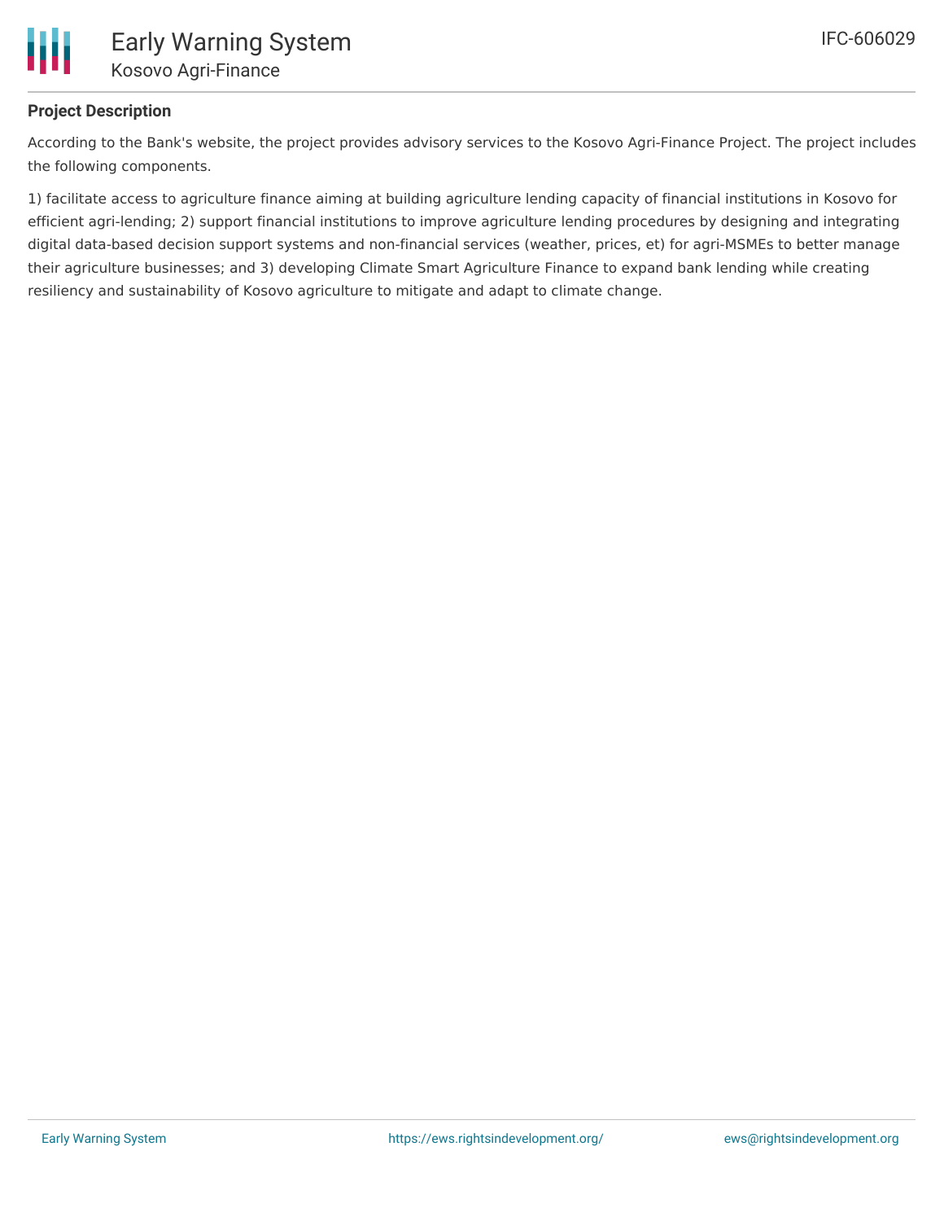## Project Description

According to the Bank's website, the project provides advisory services to the Kosovo Agri-Finance Project. The project includes the following components.

1) facilitate access to agriculture finance aiming at building agriculture lending capacity of financial institutions in Kosovo for efficient agri-lending; 2) support financial institutions to improve agriculture lending procedures by designing and integrating digital data-based decision support systems and non-financial services (weather, prices, et) for agri-MSMEs to better manage their agriculture businesses; and 3) developing Climate Smart Agriculture Finance to expand bank lending while creating resiliency and sustainability of Kosovo agriculture to mitigate and adapt to climate change.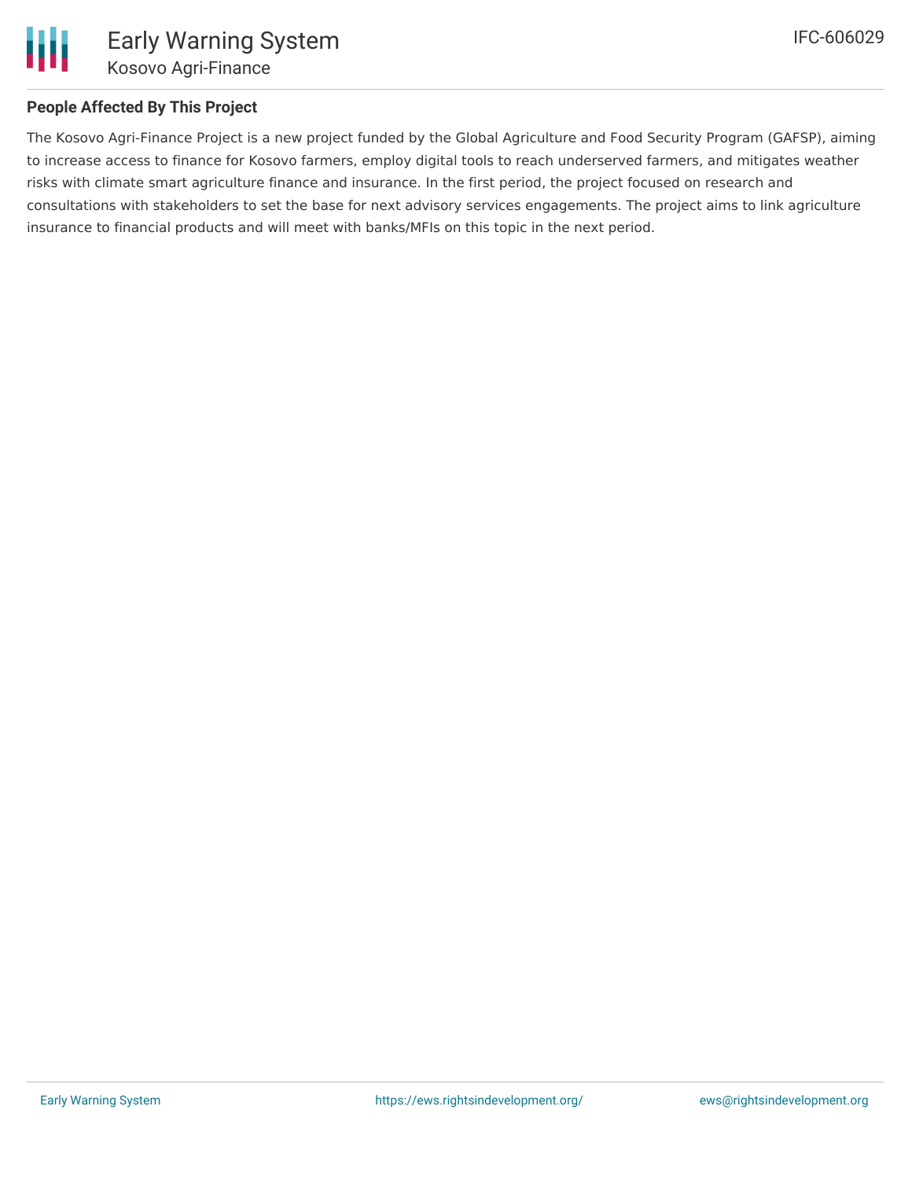## People Affected By This Project

The Kosovo Agri-Finance Project is a new project funded by the Global Agriculture and Food Security Program (GAFSP), aiming to increase access to finance for Kosovo farmers, employ digital tools to reach underserved farmers, and mitigates weather risks with climate smart agriculture finance and insurance. In the first period, the project focused on research and consultations with stakeholders to set the base for next advisory services engagements. The project aims to link agriculture insurance to financial products and will meet with banks/MFIs on this topic in the next period.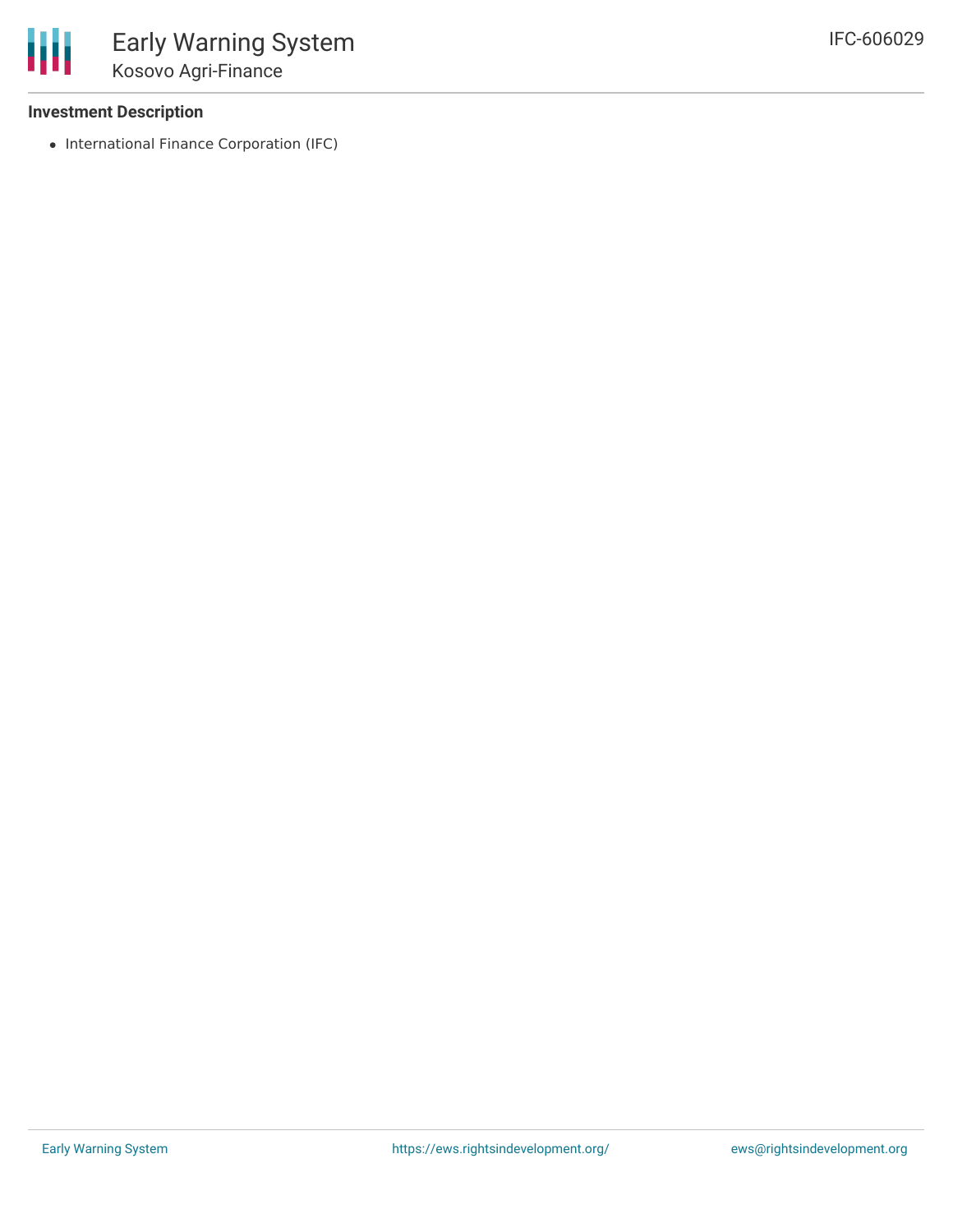**Investment Description**

- International Finance Corporation (IFC)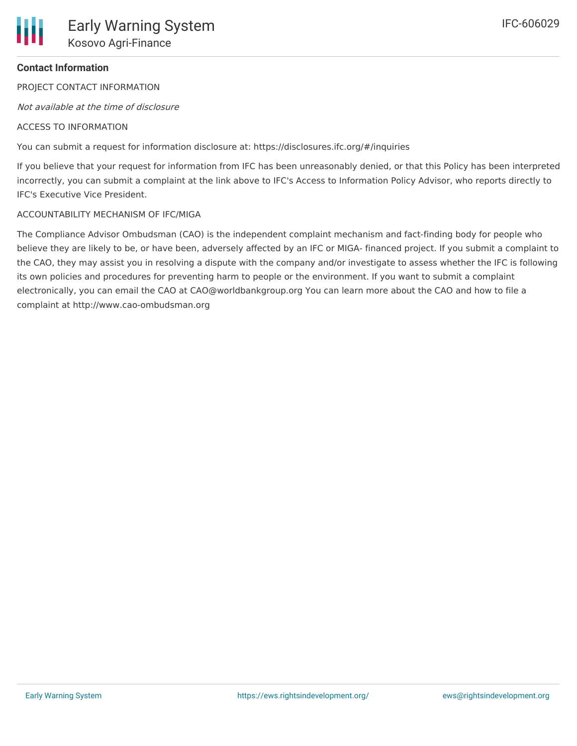**Contact Information**

PROJECT CONTACT INFORMATION

*Not available at the time of disclosure*

ACCESS TO INFORMATION

You can submit a request for information disclosure at: https://disclosures.ifc.org/#/inquiries

If you believe that your request for information from IFC has been unreasonably denied, or that this Policy has been interpreted incorrectly, you can submit a complaint at the link above to IFC's Access to Information Policy Advisor, who reports directly to IFC's Executive Vice President.

ACCOUNTABILITY MECHANISM OF IFC/MIGA

The Compliance Advisor Ombudsman (CAO) is the independent complaint mechanism and fact-finding body for people who believe they are likely to be, or have been, adversely affected by an IFC or MIGA- financed project. If you submit a complaint to the CAO, they may assist you in resolving a dispute with the company and/or investigate to assess whether the IFC is following its own policies and procedures for preventing harm to people or the environment. If you want to submit a complaint electronically, you can email the CAO at CAO@worldbankgroup.org You can learn more about the CAO and how to file a complaint at http://www.cao-ombudsman.org